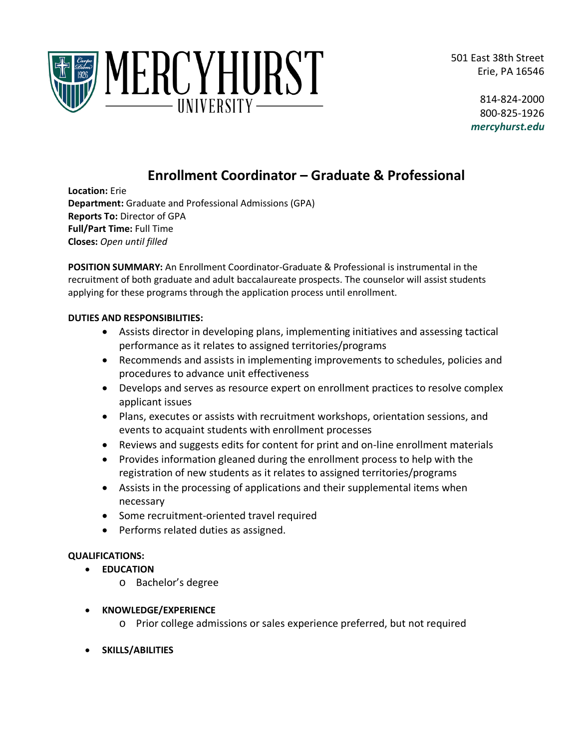MERCYHURST UNIVERSITY

501 East 38th Street
Erie, PA 16546

814-824-2000
800-825-1926
***mercyhurst.edu***

# Enrollment Coordinator – Graduate & Professional

**Location:** Erie
**Department:** Graduate and Professional Admissions (GPA)
**Reports To:** Director of GPA
**Full/Part Time:** Full Time
**Closes:** *Open until filled*

**POSITION SUMMARY:** An Enrollment Coordinator-Graduate & Professional is instrumental in the recruitment of both graduate and adult baccalaureate prospects. The counselor will assist students applying for these programs through the application process until enrollment.

**DUTIES AND RESPONSIBILITIES:**

- Assists director in developing plans, implementing initiatives and assessing tactical performance as it relates to assigned territories/programs
- Recommends and assists in implementing improvements to schedules, policies and procedures to advance unit effectiveness
- Develops and serves as resource expert on enrollment practices to resolve complex applicant issues
- Plans, executes or assists with recruitment workshops, orientation sessions, and events to acquaint students with enrollment processes
- Reviews and suggests edits for content for print and on-line enrollment materials
- Provides information gleaned during the enrollment process to help with the registration of new students as it relates to assigned territories/programs
- Assists in the processing of applications and their supplemental items when necessary
- Some recruitment-oriented travel required
- Performs related duties as assigned.

**QUALIFICATIONS:**

- **EDUCATION**
  - Bachelor's degree
- **KNOWLEDGE/EXPERIENCE**
  - Prior college admissions or sales experience preferred, but not required
- **SKILLS/ABILITIES**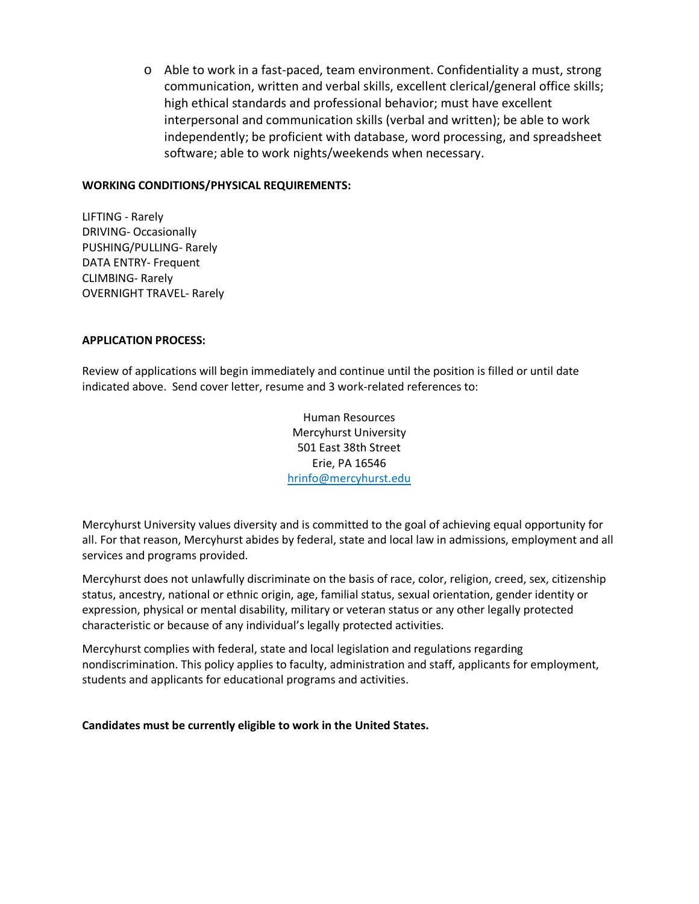- Able to work in a fast-paced, team environment. Confidentiality a must, strong communication, written and verbal skills, excellent clerical/general office skills; high ethical standards and professional behavior; must have excellent interpersonal and communication skills (verbal and written); be able to work independently; be proficient with database, word processing, and spreadsheet software; able to work nights/weekends when necessary.

**WORKING CONDITIONS/PHYSICAL REQUIREMENTS:**

LIFTING - Rarely
DRIVING- Occasionally
PUSHING/PULLING- Rarely
DATA ENTRY- Frequent
CLIMBING- Rarely
OVERNIGHT TRAVEL- Rarely

**APPLICATION PROCESS:**

Review of applications will begin immediately and continue until the position is filled or until date indicated above. Send cover letter, resume and 3 work-related references to:

Human Resources
Mercyhurst University
501 East 38th Street
Erie, PA 16546
hrinfo@mercyhurst.edu

Mercyhurst University values diversity and is committed to the goal of achieving equal opportunity for all. For that reason, Mercyhurst abides by federal, state and local law in admissions, employment and all services and programs provided.

Mercyhurst does not unlawfully discriminate on the basis of race, color, religion, creed, sex, citizenship status, ancestry, national or ethnic origin, age, familial status, sexual orientation, gender identity or expression, physical or mental disability, military or veteran status or any other legally protected characteristic or because of any individual's legally protected activities.

Mercyhurst complies with federal, state and local legislation and regulations regarding nondiscrimination. This policy applies to faculty, administration and staff, applicants for employment, students and applicants for educational programs and activities.

**Candidates must be currently eligible to work in the United States.**